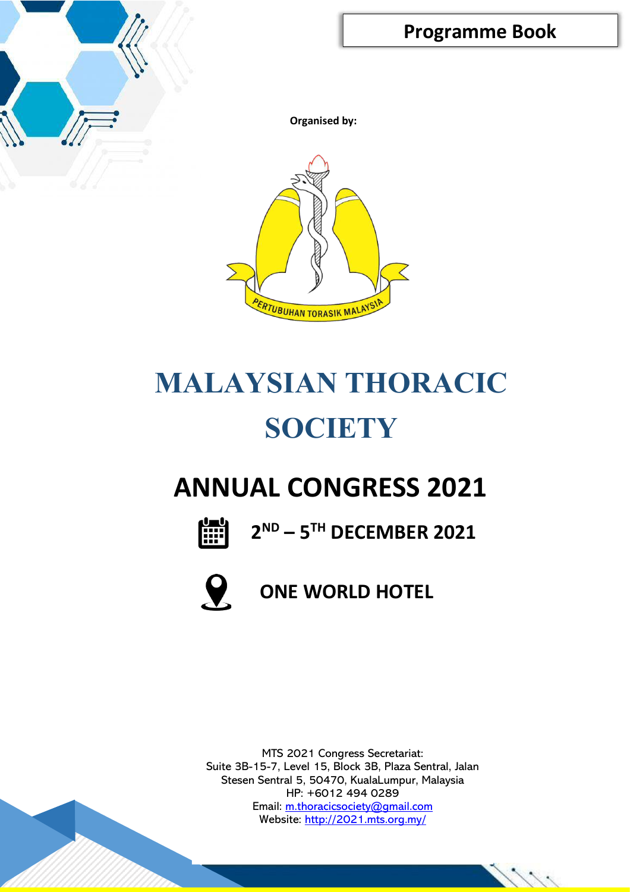**Programme Book**

**Organised by:**

PERTUBUHAN TORASIK MALAYSIA

# MALAYSIAN THORACIC SOCIETY

# ANNUAL CONGRESS 2021

**2ND – 5TH DECEMBER 2021**

**ONE WORLD HOTEL**

MTS 2021 Congress Secretariat:
Suite 3B-15-7, Level 15, Block 3B, Plaza Sentral, Jalan Stesen Sentral 5, 50470, KualaLumpur, Malaysia
HP: +6012 494 0289
Email: m.thoracicsociety@gmail.com
Website: http://2021.mts.org.my/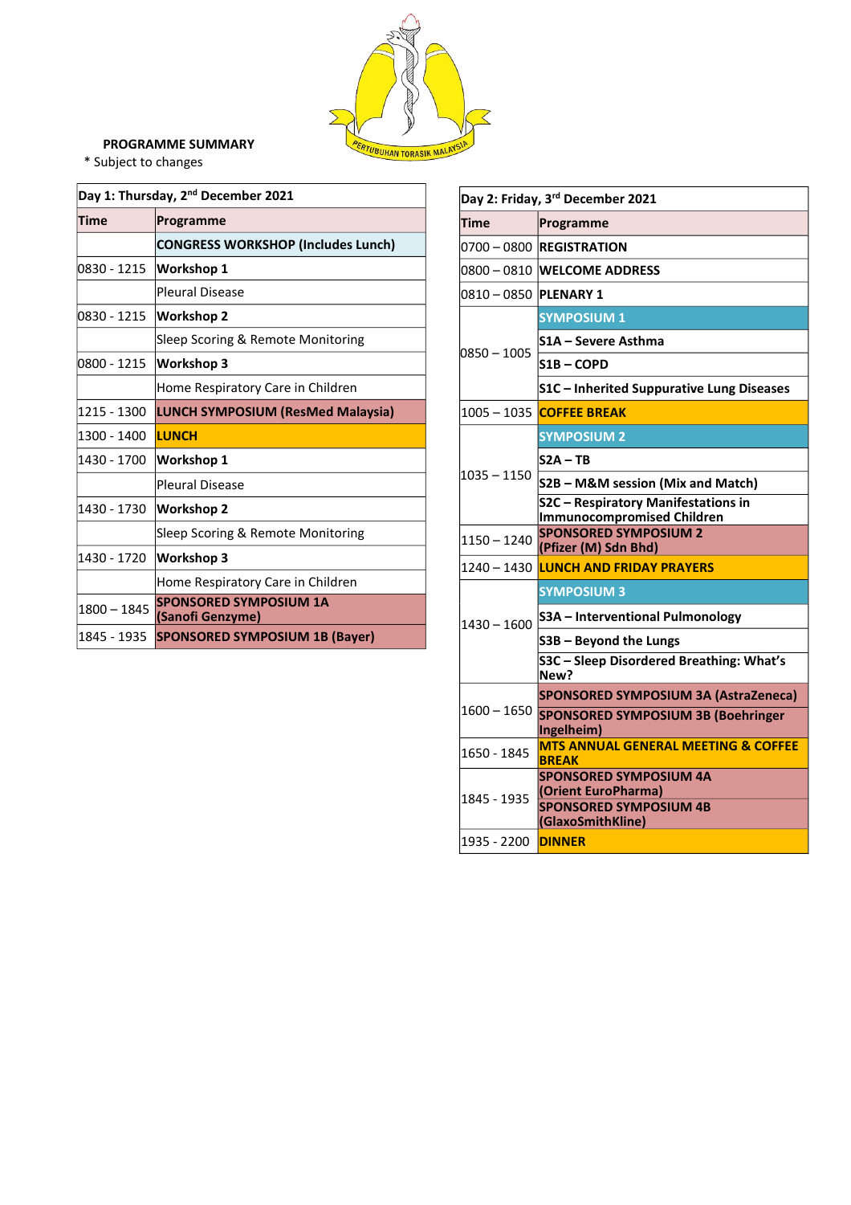**PROGRAMME SUMMARY**

\* Subject to changes

| Day 1: Thursday, 2nd December 2021 | |
|---|---|
| **Time** | **Programme** |
| | **CONGRESS WORKSHOP (Includes Lunch)** |
| 0830 - 1215 | **Workshop 1** |
| | Pleural Disease |
| 0830 - 1215 | **Workshop 2** |
| | Sleep Scoring & Remote Monitoring |
| 0800 - 1215 | **Workshop 3** |
| | Home Respiratory Care in Children |
| 1215 - 1300 | **LUNCH SYMPOSIUM (ResMed Malaysia)** |
| 1300 - 1400 | **LUNCH** |
| 1430 - 1700 | **Workshop 1** |
| | Pleural Disease |
| 1430 - 1730 | **Workshop 2** |
| | Sleep Scoring & Remote Monitoring |
| 1430 - 1720 | **Workshop 3** |
| | Home Respiratory Care in Children |
| 1800 – 1845 | **SPONSORED SYMPOSIUM 1A (Sanofi Genzyme)** |
| 1845 - 1935 | **SPONSORED SYMPOSIUM 1B (Bayer)** |

| Day 2: Friday, 3rd December 2021 | |
|---|---|
| **Time** | **Programme** |
| 0700 – 0800 | **REGISTRATION** |
| 0800 – 0810 | **WELCOME ADDRESS** |
| 0810 – 0850 | **PLENARY 1** |
| 0850 – 1005 | **SYMPOSIUM 1** |
| | **S1A – Severe Asthma** |
| | **S1B – COPD** |
| | **S1C – Inherited Suppurative Lung Diseases** |
| 1005 – 1035 | **COFFEE BREAK** |
| 1035 – 1150 | **SYMPOSIUM 2** |
| | **S2A – TB** |
| | **S2B – M&M session (Mix and Match)** |
| | **S2C – Respiratory Manifestations in Immunocompromised Children** |
| 1150 – 1240 | **SPONSORED SYMPOSIUM 2 (Pfizer (M) Sdn Bhd)** |
| 1240 – 1430 | **LUNCH AND FRIDAY PRAYERS** |
| 1430 – 1600 | **SYMPOSIUM 3** |
| | **S3A – Interventional Pulmonology** |
| | **S3B – Beyond the Lungs** |
| | **S3C – Sleep Disordered Breathing: What's New?** |
| 1600 – 1650 | **SPONSORED SYMPOSIUM 3A (AstraZeneca)** |
| | **SPONSORED SYMPOSIUM 3B (Boehringer Ingelheim)** |
| 1650 - 1845 | **MTS ANNUAL GENERAL MEETING & COFFEE BREAK** |
| 1845 - 1935 | **SPONSORED SYMPOSIUM 4A (Orient EuroPharma)** |
| | **SPONSORED SYMPOSIUM 4B (GlaxoSmithKline)** |
| 1935 - 2200 | **DINNER** |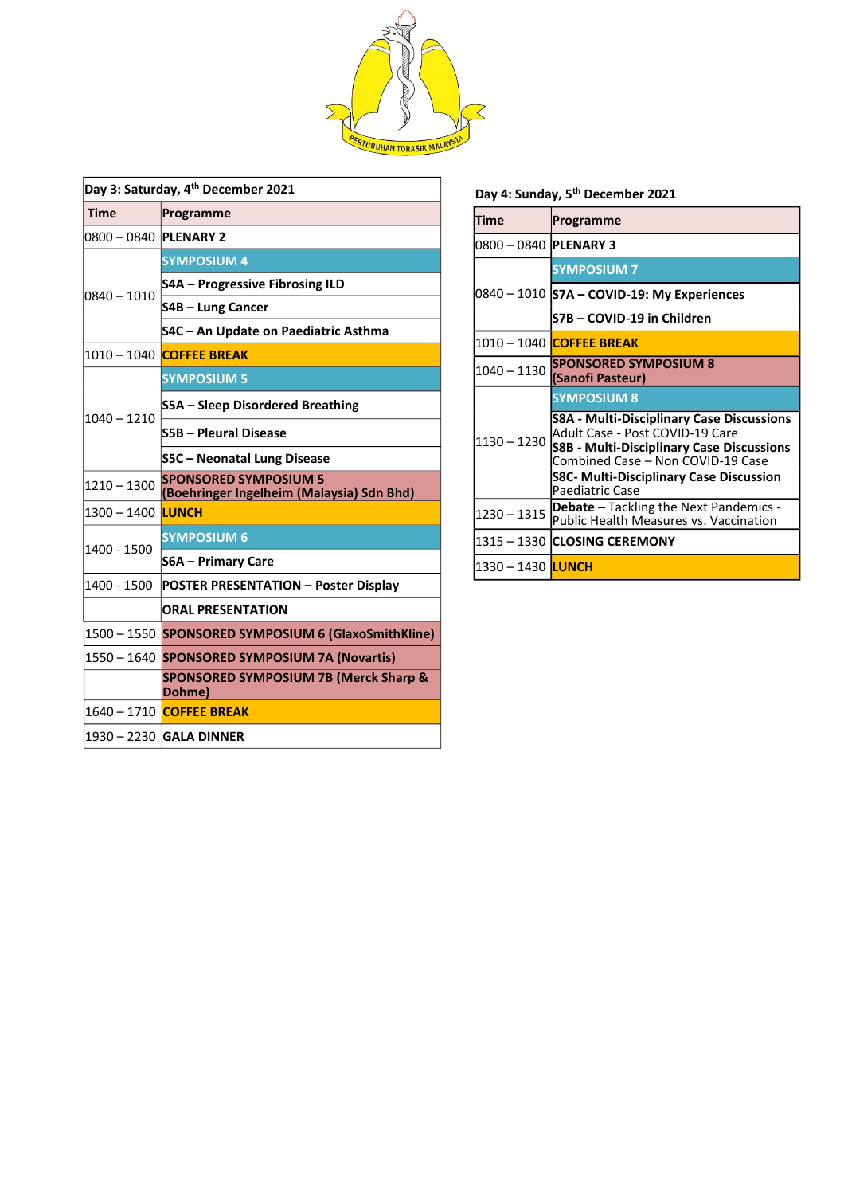PERTUBUHAN TORASIK MALAYSIA

| Day 3: Saturday, 4th December 2021 | |
|---|---|
| **Time** | **Programme** |
| 0800 – 0840 | **PLENARY 2** |
| 0840 – 1010 | **SYMPOSIUM 4** |
| | **S4A – Progressive Fibrosing ILD** |
| | **S4B – Lung Cancer** |
| | **S4C – An Update on Paediatric Asthma** |
| 1010 – 1040 | **COFFEE BREAK** |
| 1040 – 1210 | **SYMPOSIUM 5** |
| | **S5A – Sleep Disordered Breathing** |
| | **S5B – Pleural Disease** |
| | **S5C – Neonatal Lung Disease** |
| 1210 – 1300 | **SPONSORED SYMPOSIUM 5 (Boehringer Ingelheim (Malaysia) Sdn Bhd)** |
| 1300 – 1400 | **LUNCH** |
| 1400 - 1500 | **SYMPOSIUM 6** |
| | **S6A – Primary Care** |
| 1400 - 1500 | **POSTER PRESENTATION – Poster Display** |
| | **ORAL PRESENTATION** |
| 1500 – 1550 | **SPONSORED SYMPOSIUM 6 (GlaxoSmithKline)** |
| 1550 – 1640 | **SPONSORED SYMPOSIUM 7A (Novartis)** |
| | **SPONSORED SYMPOSIUM 7B (Merck Sharp & Dohme)** |
| 1640 – 1710 | **COFFEE BREAK** |
| 1930 – 2230 | **GALA DINNER** |

**Day 4: Sunday, 5th December 2021**

| Time | Programme |
|---|---|
| 0800 – 0840 | **PLENARY 3** |
| 0840 – 1010 | **SYMPOSIUM 7** |
| | **S7A – COVID-19: My Experiences** |
| | **S7B – COVID-19 in Children** |
| 1010 – 1040 | **COFFEE BREAK** |
| 1040 – 1130 | **SPONSORED SYMPOSIUM 8 (Sanofi Pasteur)** |
| 1130 – 1230 | **SYMPOSIUM 8** |
| | **S8A - Multi-Disciplinary Case Discussions** Adult Case - Post COVID-19 Care |
| | **S8B - Multi-Disciplinary Case Discussions** Combined Case – Non COVID-19 Case |
| | **S8C- Multi-Disciplinary Case Discussion** Paediatric Case |
| 1230 – 1315 | **Debate –** Tackling the Next Pandemics - Public Health Measures vs. Vaccination |
| 1315 – 1330 | **CLOSING CEREMONY** |
| 1330 – 1430 | **LUNCH** |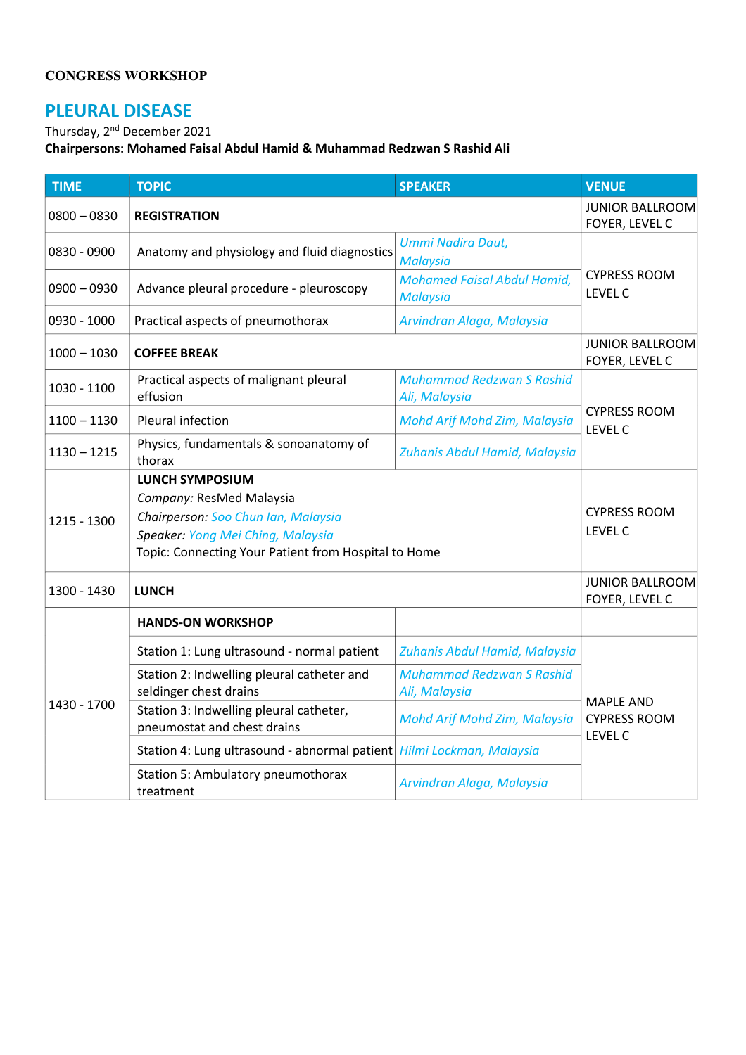**CONGRESS WORKSHOP**

## PLEURAL DISEASE

Thursday, 2nd December 2021

**Chairpersons: Mohamed Faisal Abdul Hamid & Muhammad Redzwan S Rashid Ali**

| TIME | TOPIC | SPEAKER | VENUE |
|---|---|---|---|
| 0800 – 0830 | **REGISTRATION** | | JUNIOR BALLROOM FOYER, LEVEL C |
| 0830 - 0900 | Anatomy and physiology and fluid diagnostics | *Ummi Nadira Daut, Malaysia* | CYPRESS ROOM LEVEL C |
| 0900 – 0930 | Advance pleural procedure - pleuroscopy | *Mohamed Faisal Abdul Hamid, Malaysia* | CYPRESS ROOM LEVEL C |
| 0930 - 1000 | Practical aspects of pneumothorax | *Arvindran Alaga, Malaysia* | CYPRESS ROOM LEVEL C |
| 1000 – 1030 | **COFFEE BREAK** | | JUNIOR BALLROOM FOYER, LEVEL C |
| 1030 - 1100 | Practical aspects of malignant pleural effusion | *Muhammad Redzwan S Rashid Ali, Malaysia* | CYPRESS ROOM LEVEL C |
| 1100 – 1130 | Pleural infection | *Mohd Arif Mohd Zim, Malaysia* | CYPRESS ROOM LEVEL C |
| 1130 – 1215 | Physics, fundamentals & sonoanatomy of thorax | *Zuhanis Abdul Hamid, Malaysia* | CYPRESS ROOM LEVEL C |
| 1215 - 1300 | **LUNCH SYMPOSIUM**<br>*Company:* ResMed Malaysia<br>*Chairperson:* Soo Chun Ian, Malaysia<br>*Speaker:* Yong Mei Ching, Malaysia<br>Topic: Connecting Your Patient from Hospital to Home | | CYPRESS ROOM LEVEL C |
| 1300 - 1430 | **LUNCH** | | JUNIOR BALLROOM FOYER, LEVEL C |
| 1430 - 1700 | **HANDS-ON WORKSHOP** | | |
| | Station 1: Lung ultrasound - normal patient | *Zuhanis Abdul Hamid, Malaysia* | MAPLE AND CYPRESS ROOM LEVEL C |
| | Station 2: Indwelling pleural catheter and seldinger chest drains | *Muhammad Redzwan S Rashid Ali, Malaysia* | MAPLE AND CYPRESS ROOM LEVEL C |
| | Station 3: Indwelling pleural catheter, pneumostat and chest drains | *Mohd Arif Mohd Zim, Malaysia* | MAPLE AND CYPRESS ROOM LEVEL C |
| | Station 4: Lung ultrasound - abnormal patient | *Hilmi Lockman, Malaysia* | MAPLE AND CYPRESS ROOM LEVEL C |
| | Station 5: Ambulatory pneumothorax treatment | *Arvindran Alaga, Malaysia* | MAPLE AND CYPRESS ROOM LEVEL C |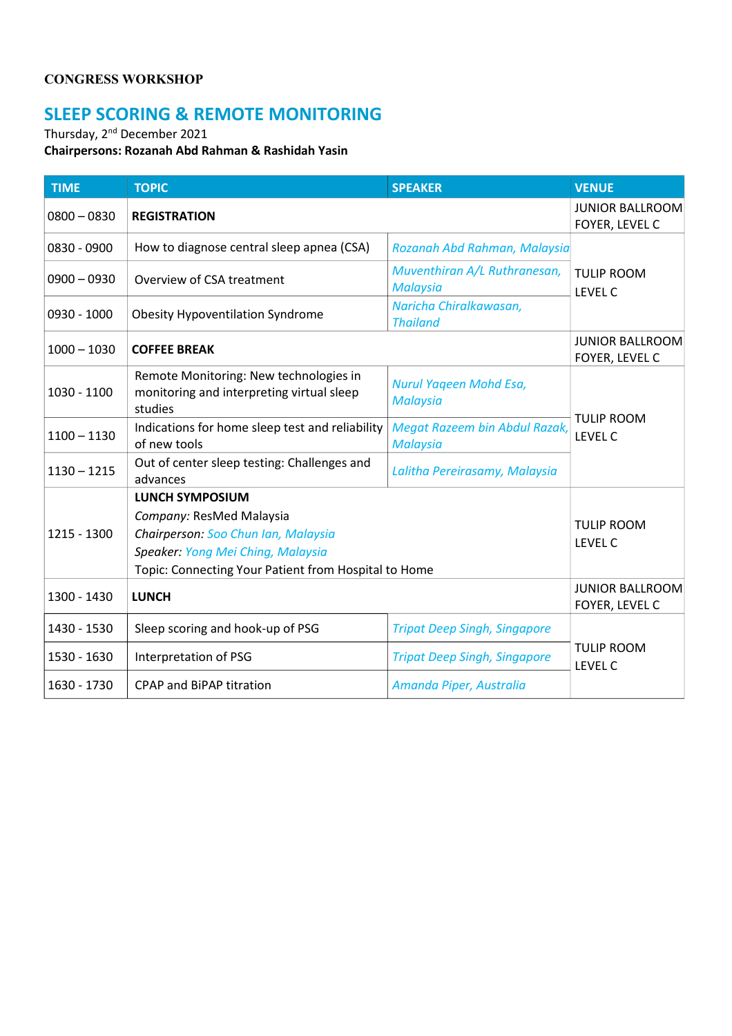**CONGRESS WORKSHOP**

## SLEEP SCORING & REMOTE MONITORING

Thursday, 2nd December 2021

**Chairpersons: Rozanah Abd Rahman & Rashidah Yasin**

| TIME | TOPIC | SPEAKER | VENUE |
|---|---|---|---|
| 0800 – 0830 | **REGISTRATION** | | JUNIOR BALLROOM FOYER, LEVEL C |
| 0830 - 0900 | How to diagnose central sleep apnea (CSA) | *Rozanah Abd Rahman, Malaysia* | TULIP ROOM LEVEL C |
| 0900 – 0930 | Overview of CSA treatment | *Muventhiran A/L Ruthranesan, Malaysia* | TULIP ROOM LEVEL C |
| 0930 - 1000 | Obesity Hypoventilation Syndrome | *Naricha Chiralkawasan, Thailand* | TULIP ROOM LEVEL C |
| 1000 – 1030 | **COFFEE BREAK** | | JUNIOR BALLROOM FOYER, LEVEL C |
| 1030 - 1100 | Remote Monitoring: New technologies in monitoring and interpreting virtual sleep studies | *Nurul Yaqeen Mohd Esa, Malaysia* | TULIP ROOM LEVEL C |
| 1100 – 1130 | Indications for home sleep test and reliability of new tools | *Megat Razeem bin Abdul Razak, Malaysia* | TULIP ROOM LEVEL C |
| 1130 – 1215 | Out of center sleep testing: Challenges and advances | *Lalitha Pereirasamy, Malaysia* | TULIP ROOM LEVEL C |
| 1215 - 1300 | **LUNCH SYMPOSIUM**<br>*Company:* ResMed Malaysia<br>*Chairperson: Soo Chun Ian, Malaysia*<br>*Speaker: Yong Mei Ching, Malaysia*<br>Topic: Connecting Your Patient from Hospital to Home | | TULIP ROOM LEVEL C |
| 1300 - 1430 | **LUNCH** | | JUNIOR BALLROOM FOYER, LEVEL C |
| 1430 - 1530 | Sleep scoring and hook-up of PSG | *Tripat Deep Singh, Singapore* | TULIP ROOM LEVEL C |
| 1530 - 1630 | Interpretation of PSG | *Tripat Deep Singh, Singapore* | TULIP ROOM LEVEL C |
| 1630 - 1730 | CPAP and BiPAP titration | *Amanda Piper, Australia* | TULIP ROOM LEVEL C |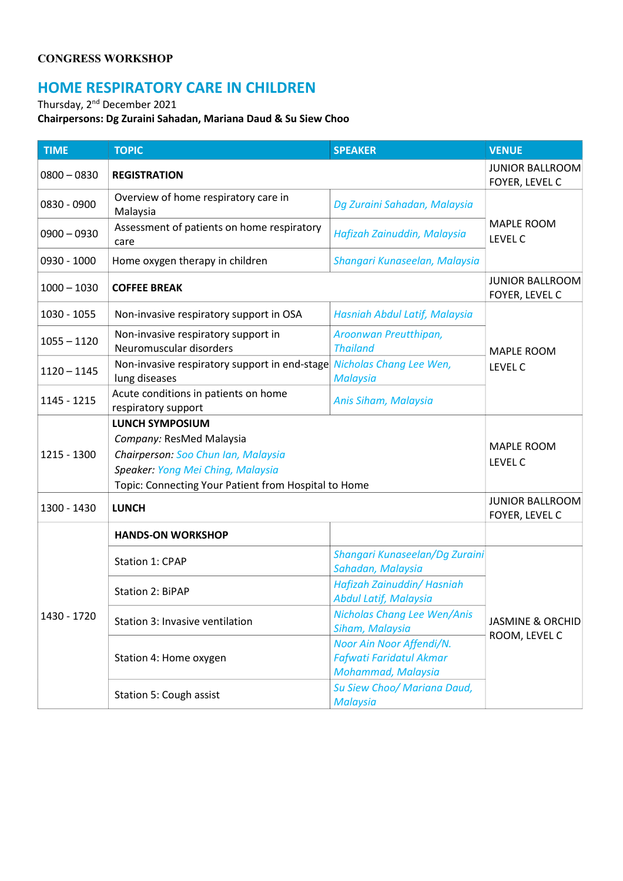**CONGRESS WORKSHOP**

## HOME RESPIRATORY CARE IN CHILDREN

Thursday, 2nd December 2021

**Chairpersons: Dg Zuraini Sahadan, Mariana Daud & Su Siew Choo**

| TIME | TOPIC | SPEAKER | VENUE |
|---|---|---|---|
| 0800 – 0830 | **REGISTRATION** | | JUNIOR BALLROOM FOYER, LEVEL C |
| 0830 - 0900 | Overview of home respiratory care in Malaysia | *Dg Zuraini Sahadan, Malaysia* | MAPLE ROOM LEVEL C |
| 0900 – 0930 | Assessment of patients on home respiratory care | *Hafizah Zainuddin, Malaysia* | MAPLE ROOM LEVEL C |
| 0930 - 1000 | Home oxygen therapy in children | *Shangari Kunaseelan, Malaysia* | MAPLE ROOM LEVEL C |
| 1000 – 1030 | **COFFEE BREAK** | | JUNIOR BALLROOM FOYER, LEVEL C |
| 1030 - 1055 | Non-invasive respiratory support in OSA | *Hasniah Abdul Latif, Malaysia* | MAPLE ROOM LEVEL C |
| 1055 – 1120 | Non-invasive respiratory support in Neuromuscular disorders | *Aroonwan Preutthipan, Thailand* | MAPLE ROOM LEVEL C |
| 1120 – 1145 | Non-invasive respiratory support in end-stage lung diseases | *Nicholas Chang Lee Wen, Malaysia* | MAPLE ROOM LEVEL C |
| 1145 - 1215 | Acute conditions in patients on home respiratory support | *Anis Siham, Malaysia* | MAPLE ROOM LEVEL C |
| 1215 - 1300 | **LUNCH SYMPOSIUM**<br>*Company:* ResMed Malaysia<br>*Chairperson:* *Soo Chun Ian, Malaysia*<br>*Speaker:* *Yong Mei Ching, Malaysia*<br>Topic: Connecting Your Patient from Hospital to Home | | MAPLE ROOM LEVEL C |
| 1300 - 1430 | **LUNCH** | | JUNIOR BALLROOM FOYER, LEVEL C |
| 1430 - 1720 | **HANDS-ON WORKSHOP** | | |
| | Station 1: CPAP | *Shangari Kunaseelan/Dg Zuraini Sahadan, Malaysia* | JASMINE & ORCHID ROOM, LEVEL C |
| | Station 2: BiPAP | *Hafizah Zainuddin/ Hasniah Abdul Latif, Malaysia* | JASMINE & ORCHID ROOM, LEVEL C |
| | Station 3: Invasive ventilation | *Nicholas Chang Lee Wen/Anis Siham, Malaysia* | JASMINE & ORCHID ROOM, LEVEL C |
| | Station 4: Home oxygen | *Noor Ain Noor Affendi/N. Fafwati Faridatul Akmar Mohammad, Malaysia* | JASMINE & ORCHID ROOM, LEVEL C |
| | Station 5: Cough assist | *Su Siew Choo/ Mariana Daud, Malaysia* | JASMINE & ORCHID ROOM, LEVEL C |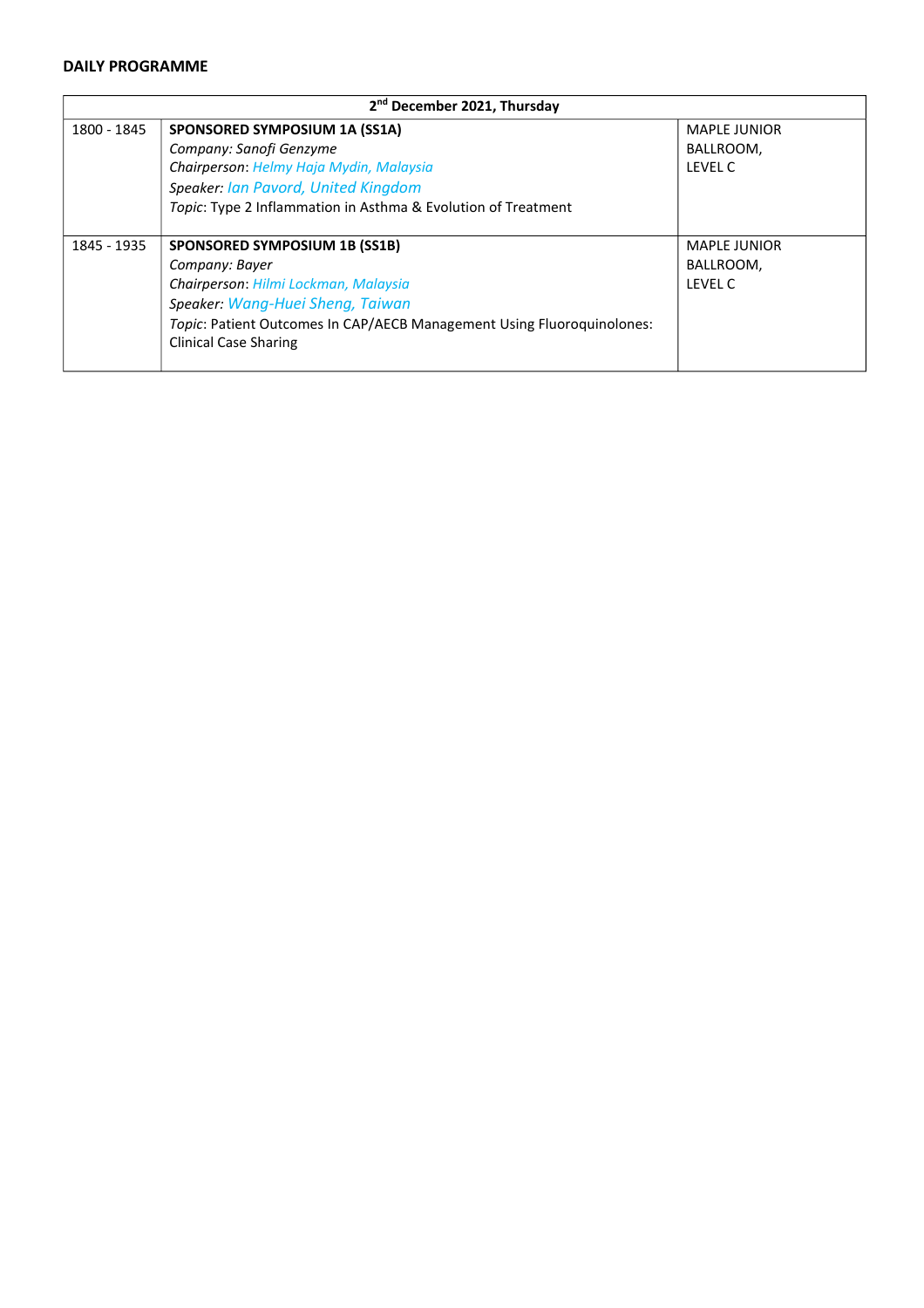**DAILY PROGRAMME**

| 2nd December 2021, Thursday | | |
|---|---|---|
| 1800 - 1845 | **SPONSORED SYMPOSIUM 1A (SS1A)**<br>*Company: Sanofi Genzyme*<br>*Chairperson*: *Helmy Haja Mydin, Malaysia*<br>*Speaker: Ian Pavord, United Kingdom*<br>*Topic*: Type 2 Inflammation in Asthma & Evolution of Treatment | MAPLE JUNIOR BALLROOM, LEVEL C |
| 1845 - 1935 | **SPONSORED SYMPOSIUM 1B (SS1B)**<br>*Company: Bayer*<br>*Chairperson*: *Hilmi Lockman, Malaysia*<br>*Speaker: Wang-Huei Sheng, Taiwan*<br>*Topic*: Patient Outcomes In CAP/AECB Management Using Fluoroquinolones: Clinical Case Sharing | MAPLE JUNIOR BALLROOM, LEVEL C |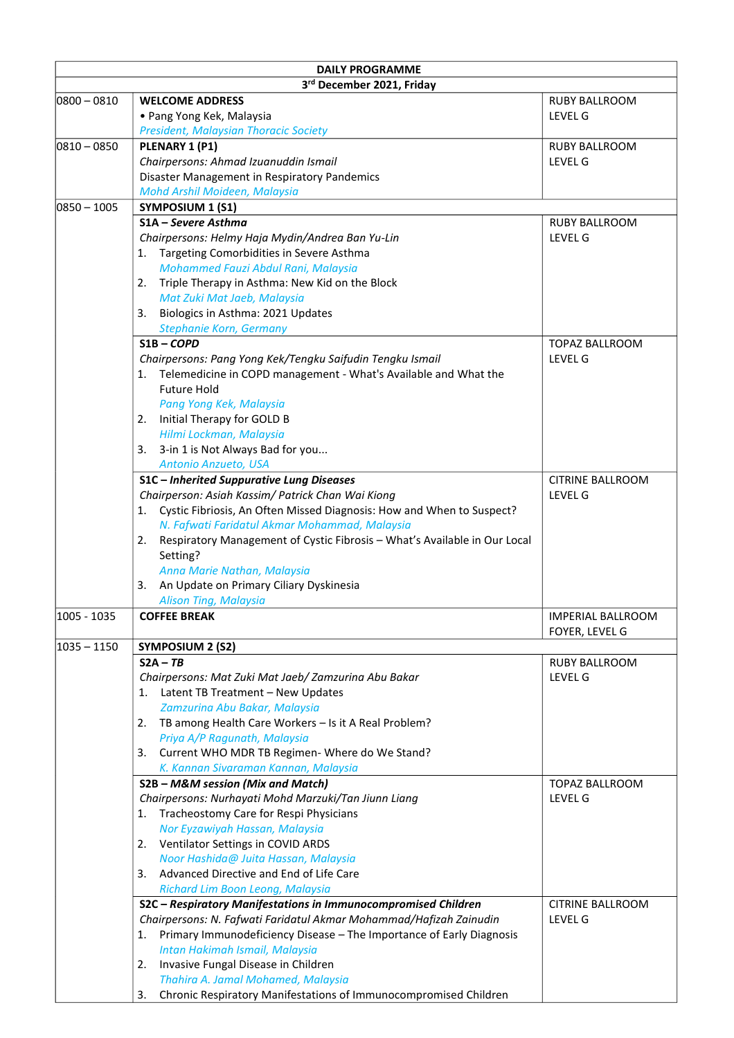| DAILY PROGRAMME | | |
|---|---|---|
| 3rd December 2021, Friday | | |
| 0800 – 0810 | **WELCOME ADDRESS**<br>• Pang Yong Kek, Malaysia<br>*President, Malaysian Thoracic Society* | RUBY BALLROOM<br>LEVEL G |
| 0810 – 0850 | **PLENARY 1 (P1)**<br>*Chairpersons: Ahmad Izuanuddin Ismail*<br>Disaster Management in Respiratory Pandemics<br>*Mohd Arshil Moideen, Malaysia* | RUBY BALLROOM<br>LEVEL G |
| 0850 – 1005 | **SYMPOSIUM 1 (S1)** | |
| | **S1A – *Severe Asthma***<br>*Chairpersons: Helmy Haja Mydin/Andrea Ban Yu-Lin*<br>1. Targeting Comorbidities in Severe Asthma<br>*Mohammed Fauzi Abdul Rani, Malaysia*<br>2. Triple Therapy in Asthma: New Kid on the Block<br>*Mat Zuki Mat Jaeb, Malaysia*<br>3. Biologics in Asthma: 2021 Updates<br>*Stephanie Korn, Germany* | RUBY BALLROOM<br>LEVEL G |
| | **S1B – *COPD***<br>*Chairpersons: Pang Yong Kek/Tengku Saifudin Tengku Ismail*<br>1. Telemedicine in COPD management - What's Available and What the Future Hold<br>*Pang Yong Kek, Malaysia*<br>2. Initial Therapy for GOLD B<br>*Hilmi Lockman, Malaysia*<br>3. 3-in 1 is Not Always Bad for you...<br>*Antonio Anzueto, USA* | TOPAZ BALLROOM<br>LEVEL G |
| | **S1C – *Inherited Suppurative Lung Diseases***<br>*Chairperson: Asiah Kassim/ Patrick Chan Wai Kiong*<br>1. Cystic Fibriosis, An Often Missed Diagnosis: How and When to Suspect?<br>*N. Fafwati Faridatul Akmar Mohammad, Malaysia*<br>2. Respiratory Management of Cystic Fibrosis – What's Available in Our Local Setting?<br>*Anna Marie Nathan, Malaysia*<br>3. An Update on Primary Ciliary Dyskinesia<br>*Alison Ting, Malaysia* | CITRINE BALLROOM<br>LEVEL G |
| 1005 - 1035 | **COFFEE BREAK** | IMPERIAL BALLROOM<br>FOYER, LEVEL G |
| 1035 – 1150 | **SYMPOSIUM 2 (S2)** | |
| | **S2A – *TB***<br>*Chairpersons: Mat Zuki Mat Jaeb/ Zamzurina Abu Bakar*<br>1. Latent TB Treatment – New Updates<br>*Zamzurina Abu Bakar, Malaysia*<br>2. TB among Health Care Workers – Is it A Real Problem?<br>*Priya A/P Ragunath, Malaysia*<br>3. Current WHO MDR TB Regimen- Where do We Stand?<br>*K. Kannan Sivaraman Kannan, Malaysia* | RUBY BALLROOM<br>LEVEL G |
| | **S2B – *M&M session (Mix and Match)***<br>*Chairpersons: Nurhayati Mohd Marzuki/Tan Jiunn Liang*<br>1. Tracheostomy Care for Respi Physicians<br>*Nor Eyzawiyah Hassan, Malaysia*<br>2. Ventilator Settings in COVID ARDS<br>*Noor Hashida@ Juita Hassan, Malaysia*<br>3. Advanced Directive and End of Life Care<br>*Richard Lim Boon Leong, Malaysia* | TOPAZ BALLROOM<br>LEVEL G |
| | **S2C – *Respiratory Manifestations in Immunocompromised Children***<br>*Chairpersons: N. Fafwati Faridatul Akmar Mohammad/Hafizah Zainudin*<br>1. Primary Immunodeficiency Disease – The Importance of Early Diagnosis<br>*Intan Hakimah Ismail, Malaysia*<br>2. Invasive Fungal Disease in Children<br>*Thahira A. Jamal Mohamed, Malaysia*<br>3. Chronic Respiratory Manifestations of Immunocompromised Children | CITRINE BALLROOM<br>LEVEL G |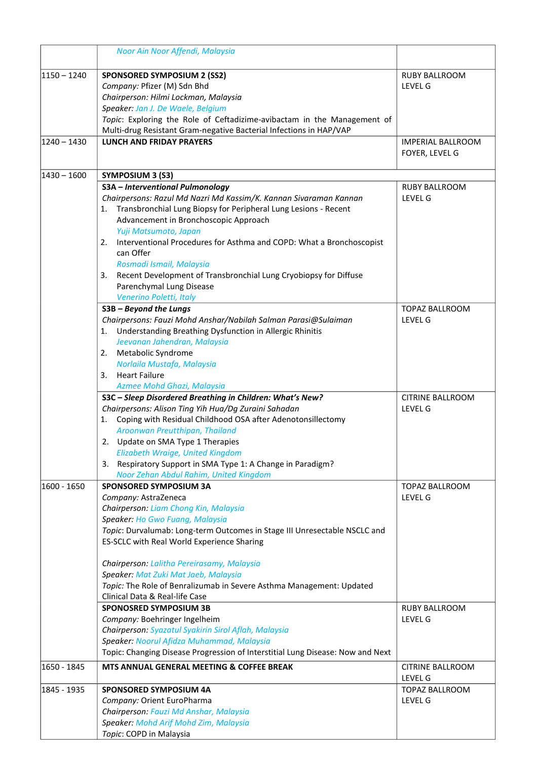| | | |
|---|---|---|
| | *Noor Ain Noor Affendi, Malaysia* | |
| 1150 – 1240 | **SPONSORED SYMPOSIUM 2 (SS2)**<br>*Company:* Pfizer (M) Sdn Bhd<br>*Chairperson: Hilmi Lockman, Malaysia*<br>*Speaker: Jan J. De Waele, Belgium*<br>*Topic*: Exploring the Role of Ceftadizime-avibactam in the Management of Multi-drug Resistant Gram-negative Bacterial Infections in HAP/VAP | RUBY BALLROOM<br>LEVEL G |
| 1240 – 1430 | **LUNCH AND FRIDAY PRAYERS** | IMPERIAL BALLROOM FOYER, LEVEL G |
| 1430 – 1600 | **SYMPOSIUM 3 (S3)** | |
| | ***S3A – Interventional Pulmonology***<br>*Chairpersons: Razul Md Nazri Md Kassim/K. Kannan Sivaraman Kannan*<br>1. Transbronchial Lung Biopsy for Peripheral Lung Lesions - Recent Advancement in Bronchoscopic Approach<br>*Yuji Matsumoto, Japan*<br>2. Interventional Procedures for Asthma and COPD: What a Bronchoscopist can Offer<br>*Rosmadi Ismail, Malaysia*<br>3. Recent Development of Transbronchial Lung Cryobiopsy for Diffuse Parenchymal Lung Disease<br>*Venerino Poletti, Italy* | RUBY BALLROOM<br>LEVEL G |
| | ***S3B – Beyond the Lungs***<br>*Chairpersons: Fauzi Mohd Anshar/Nabilah Salman Parasi@Sulaiman*<br>1. Understanding Breathing Dysfunction in Allergic Rhinitis<br>*Jeevanan Jahendran, Malaysia*<br>2. Metabolic Syndrome<br>*Norlaila Mustafa, Malaysia*<br>3. Heart Failure<br>*Azmee Mohd Ghazi, Malaysia* | TOPAZ BALLROOM<br>LEVEL G |
| | ***S3C – Sleep Disordered Breathing in Children: What's New?***<br>*Chairpersons: Alison Ting Yih Hua/Dg Zuraini Sahadan*<br>1. Coping with Residual Childhood OSA after Adenotonsillectomy<br>*Aroonwan Preutthipan, Thailand*<br>2. Update on SMA Type 1 Therapies<br>*Elizabeth Wraige, United Kingdom*<br>3. Respiratory Support in SMA Type 1: A Change in Paradigm?<br>*Noor Zehan Abdul Rahim, United Kingdom* | CITRINE BALLROOM<br>LEVEL G |
| 1600 - 1650 | **SPONSORED SYMPOSIUM 3A**<br>*Company:* AstraZeneca<br>*Chairperson: Liam Chong Kin, Malaysia*<br>*Speaker: Ho Gwo Fuang, Malaysia*<br>*Topic*: Durvalumab: Long-term Outcomes in Stage III Unresectable NSCLC and ES-SCLC with Real World Experience Sharing<br><br>*Chairperson: Lalitha Pereirasamy, Malaysia*<br>*Speaker: Mat Zuki Mat Jaeb, Malaysia*<br>*Topic:* The Role of Benralizumab in Severe Asthma Management: Updated Clinical Data & Real-life Case | TOPAZ BALLROOM<br>LEVEL G |
| | **SPONOSRED SYMPOSIUM 3B**<br>*Company:* Boehringer Ingelheim<br>*Chairperson: Syazatul Syakirin Sirol Aflah, Malaysia*<br>*Speaker: Noorul Afidza Muhammad, Malaysia*<br>Topic: Changing Disease Progression of Interstitial Lung Disease: Now and Next | RUBY BALLROOM<br>LEVEL G |
| 1650 - 1845 | **MTS ANNUAL GENERAL MEETING & COFFEE BREAK** | CITRINE BALLROOM<br>LEVEL G |
| 1845 - 1935 | **SPONSORED SYMPOSIUM 4A**<br>*Company:* Orient EuroPharma<br>*Chairperson: Fauzi Md Anshar, Malaysia*<br>*Speaker: Mohd Arif Mohd Zim, Malaysia*<br>*Topic*: COPD in Malaysia | TOPAZ BALLROOM<br>LEVEL G |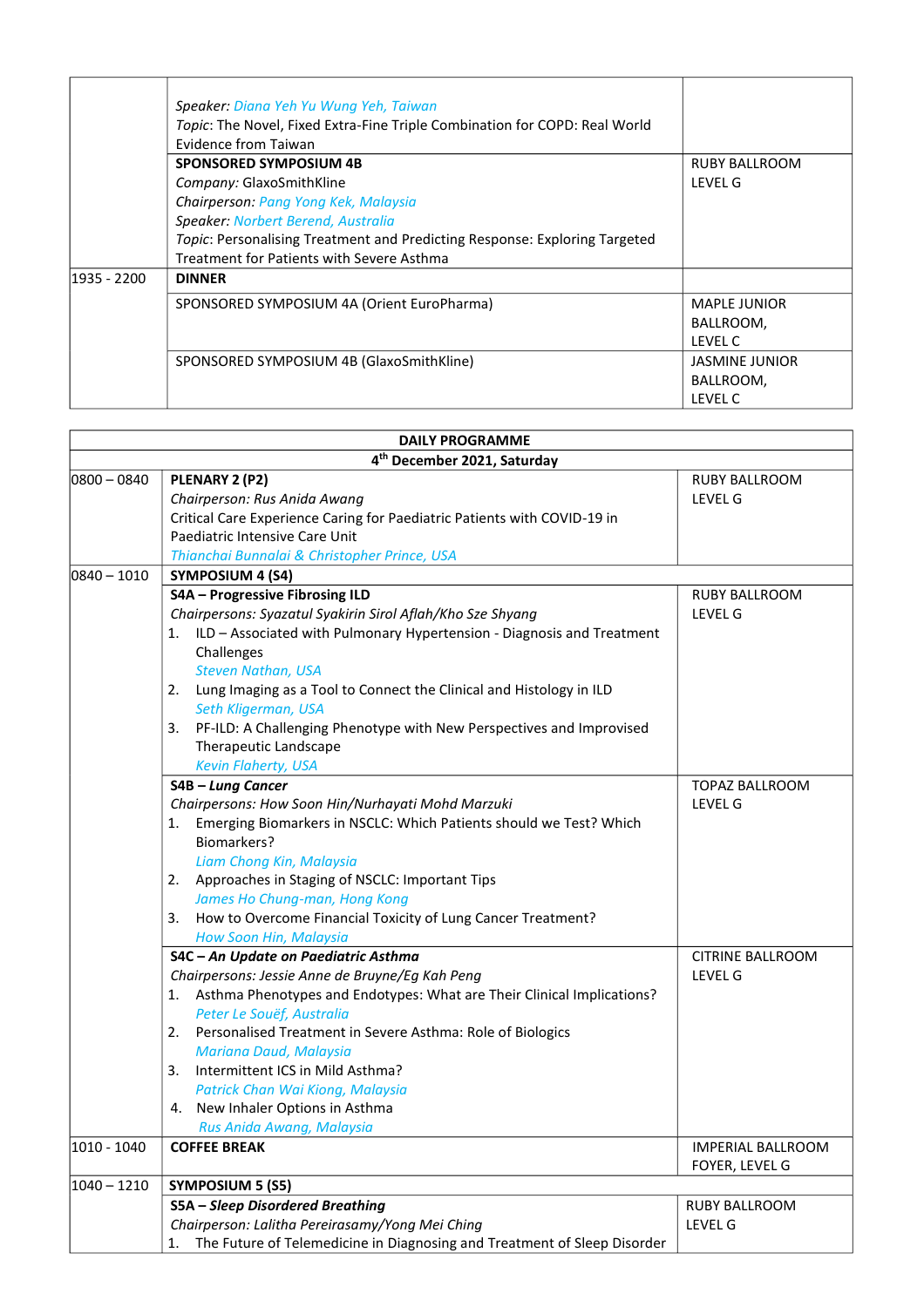| | | |
|---|---|---|
| | *Speaker: Diana Yeh Yu Wung Yeh, Taiwan*<br>*Topic*: The Novel, Fixed Extra-Fine Triple Combination for COPD: Real World Evidence from Taiwan | |
| | **SPONSORED SYMPOSIUM 4B**<br>*Company:* GlaxoSmithKline<br>*Chairperson: Pang Yong Kek, Malaysia*<br>*Speaker: Norbert Berend, Australia*<br>*Topic*: Personalising Treatment and Predicting Response: Exploring Targeted Treatment for Patients with Severe Asthma | RUBY BALLROOM LEVEL G |
| 1935 - 2200 | **DINNER** | |
| | SPONSORED SYMPOSIUM 4A (Orient EuroPharma) | MAPLE JUNIOR BALLROOM, LEVEL C |
| | SPONSORED SYMPOSIUM 4B (GlaxoSmithKline) | JASMINE JUNIOR BALLROOM, LEVEL C |

| **DAILY PROGRAMME** | | |
|---|---|---|
| **4th December 2021, Saturday** | | |
| 0800 – 0840 | **PLENARY 2 (P2)**<br>*Chairperson: Rus Anida Awang*<br>Critical Care Experience Caring for Paediatric Patients with COVID-19 in Paediatric Intensive Care Unit<br>*Thianchai Bunnalai & Christopher Prince, USA* | RUBY BALLROOM LEVEL G |
| 0840 – 1010 | **SYMPOSIUM 4 (S4)** | |
| | **S4A – Progressive Fibrosing ILD**<br>*Chairpersons: Syazatul Syakirin Sirol Aflah/Kho Sze Shyang*<br>1. ILD – Associated with Pulmonary Hypertension - Diagnosis and Treatment Challenges<br>*Steven Nathan, USA*<br>2. Lung Imaging as a Tool to Connect the Clinical and Histology in ILD<br>*Seth Kligerman, USA*<br>3. PF-ILD: A Challenging Phenotype with New Perspectives and Improvised Therapeutic Landscape<br>*Kevin Flaherty, USA* | RUBY BALLROOM LEVEL G |
| | ***S4B – Lung Cancer***<br>*Chairpersons: How Soon Hin/Nurhayati Mohd Marzuki*<br>1. Emerging Biomarkers in NSCLC: Which Patients should we Test? Which Biomarkers?<br>*Liam Chong Kin, Malaysia*<br>2. Approaches in Staging of NSCLC: Important Tips<br>*James Ho Chung-man, Hong Kong*<br>3. How to Overcome Financial Toxicity of Lung Cancer Treatment?<br>*How Soon Hin, Malaysia* | TOPAZ BALLROOM LEVEL G |
| | ***S4C – An Update on Paediatric Asthma***<br>*Chairpersons: Jessie Anne de Bruyne/Eg Kah Peng*<br>1. Asthma Phenotypes and Endotypes: What are Their Clinical Implications?<br>*Peter Le Souëf, Australia*<br>2. Personalised Treatment in Severe Asthma: Role of Biologics<br>*Mariana Daud, Malaysia*<br>3. Intermittent ICS in Mild Asthma?<br>*Patrick Chan Wai Kiong, Malaysia*<br>4. New Inhaler Options in Asthma<br>*Rus Anida Awang, Malaysia* | CITRINE BALLROOM LEVEL G |
| 1010 - 1040 | **COFFEE BREAK** | IMPERIAL BALLROOM FOYER, LEVEL G |
| 1040 – 1210 | **SYMPOSIUM 5 (S5)** | |
| | ***S5A – Sleep Disordered Breathing***<br>*Chairperson: Lalitha Pereirasamy/Yong Mei Ching*<br>1. The Future of Telemedicine in Diagnosing and Treatment of Sleep Disorder | RUBY BALLROOM LEVEL G |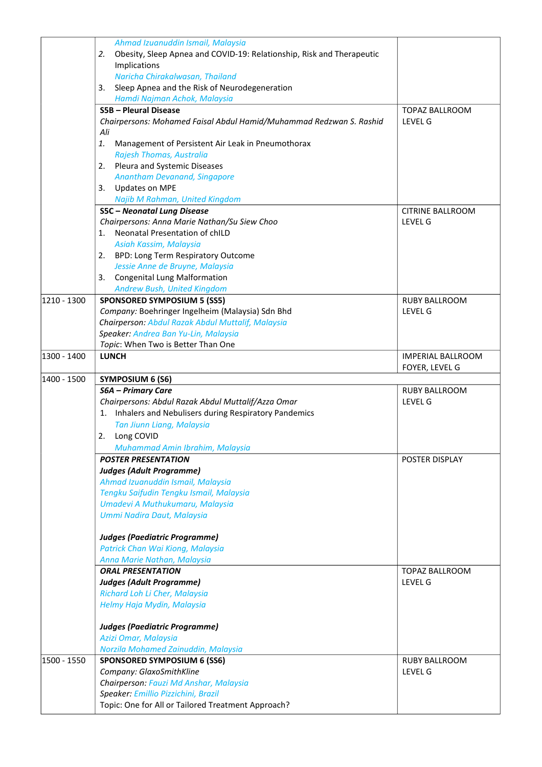| | | |
|---|---|---|
| | *Ahmad Izuanuddin Ismail, Malaysia*<br>2. Obesity, Sleep Apnea and COVID-19: Relationship, Risk and Therapeutic Implications<br>*Naricha Chirakalwasan, Thailand*<br>3. Sleep Apnea and the Risk of Neurodegeneration<br>*Hamdi Najman Achok, Malaysia* | |
| | **S5B – Pleural Disease**<br>*Chairpersons: Mohamed Faisal Abdul Hamid/Muhammad Redzwan S. Rashid Ali*<br>1. Management of Persistent Air Leak in Pneumothorax<br>*Rajesh Thomas, Australia*<br>2. Pleura and Systemic Diseases<br>*Anantham Devanand, Singapore*<br>3. Updates on MPE<br>*Najib M Rahman, United Kingdom* | TOPAZ BALLROOM LEVEL G |
| | **S5C – *Neonatal Lung Disease***<br>*Chairpersons: Anna Marie Nathan/Su Siew Choo*<br>1. Neonatal Presentation of chILD<br>*Asiah Kassim, Malaysia*<br>2. BPD: Long Term Respiratory Outcome<br>*Jessie Anne de Bruyne, Malaysia*<br>3. Congenital Lung Malformation<br>*Andrew Bush, United Kingdom* | CITRINE BALLROOM LEVEL G |
| 1210 - 1300 | **SPONSORED SYMPOSIUM 5 (SS5)**<br>*Company:* Boehringer Ingelheim (Malaysia) Sdn Bhd<br>*Chairperson: Abdul Razak Abdul Muttalif, Malaysia*<br>*Speaker: Andrea Ban Yu-Lin, Malaysia*<br>*Topic*: When Two is Better Than One | RUBY BALLROOM LEVEL G |
| 1300 - 1400 | **LUNCH** | IMPERIAL BALLROOM FOYER, LEVEL G |
| 1400 - 1500 | **SYMPOSIUM 6 (S6)** | |
| | ***S6A – Primary Care***<br>*Chairpersons: Abdul Razak Abdul Muttalif/Azza Omar*<br>1. Inhalers and Nebulisers during Respiratory Pandemics<br>*Tan Jiunn Liang, Malaysia*<br>2. Long COVID<br>*Muhammad Amin Ibrahim, Malaysia* | RUBY BALLROOM LEVEL G |
| | ***POSTER PRESENTATION***<br>***Judges (Adult Programme)***<br>*Ahmad Izuanuddin Ismail, Malaysia*<br>*Tengku Saifudin Tengku Ismail, Malaysia*<br>*Umadevi A Muthukumaru, Malaysia*<br>*Ummi Nadira Daut, Malaysia*<br><br>***Judges (Paediatric Programme)***<br>*Patrick Chan Wai Kiong, Malaysia*<br>*Anna Marie Nathan, Malaysia* | POSTER DISPLAY |
| | ***ORAL PRESENTATION***<br>***Judges (Adult Programme)***<br>*Richard Loh Li Cher, Malaysia*<br>*Helmy Haja Mydin, Malaysia*<br><br>***Judges (Paediatric Programme)***<br>*Azizi Omar, Malaysia*<br>*Norzila Mohamed Zainuddin, Malaysia* | TOPAZ BALLROOM LEVEL G |
| 1500 - 1550 | **SPONSORED SYMPOSIUM 6 (SS6)**<br>*Company:* GlaxoSmithKline<br>*Chairperson: Fauzi Md Anshar, Malaysia*<br>*Speaker: Emillio Pizzichini, Brazil*<br>Topic: One for All or Tailored Treatment Approach? | RUBY BALLROOM LEVEL G |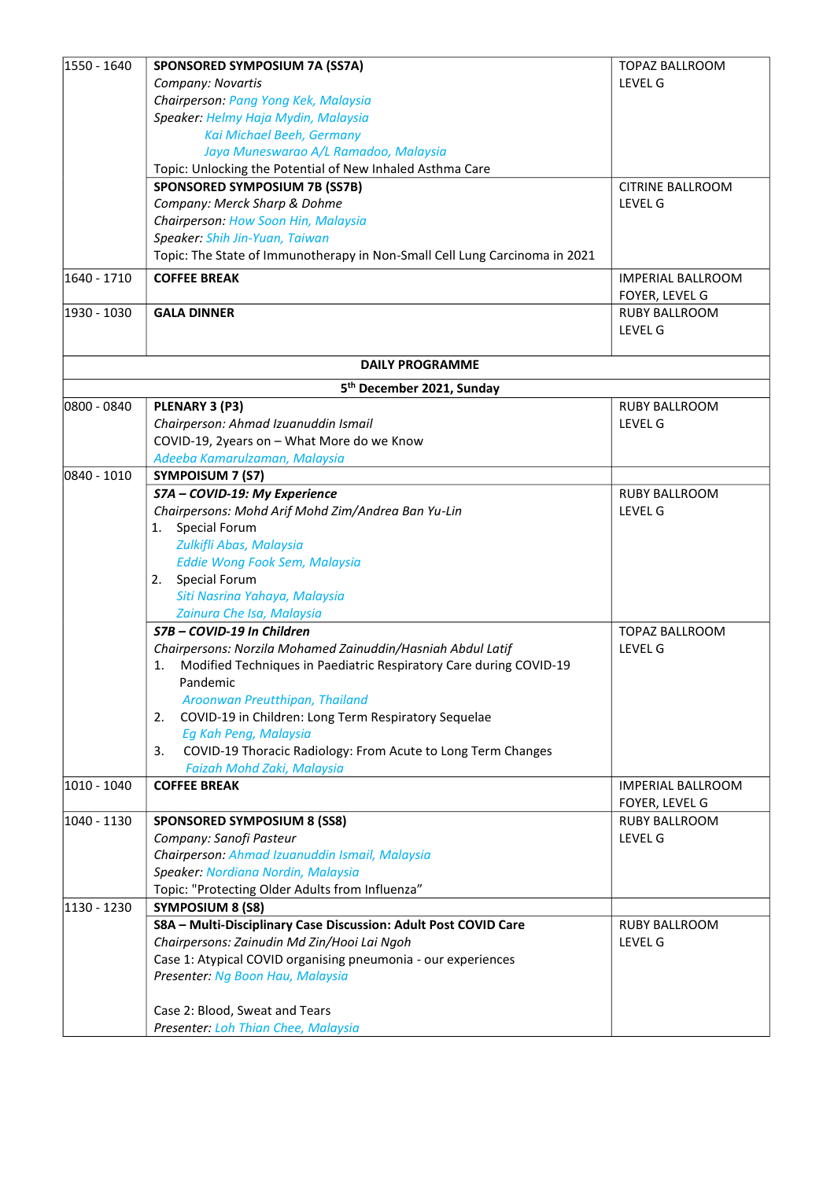| | | |
|---|---|---|
| 1550 - 1640 | **SPONSORED SYMPOSIUM 7A (SS7A)**<br>*Company: Novartis*<br>*Chairperson: Pang Yong Kek, Malaysia*<br>*Speaker: Helmy Haja Mydin, Malaysia*<br>*Kai Michael Beeh, Germany*<br>*Jaya Muneswarao A/L Ramadoo, Malaysia*<br>Topic: Unlocking the Potential of New Inhaled Asthma Care | TOPAZ BALLROOM<br>LEVEL G |
| | **SPONSORED SYMPOSIUM 7B (SS7B)**<br>*Company: Merck Sharp & Dohme*<br>*Chairperson: How Soon Hin, Malaysia*<br>*Speaker: Shih Jin-Yuan, Taiwan*<br>Topic: The State of Immunotherapy in Non-Small Cell Lung Carcinoma in 2021 | CITRINE BALLROOM<br>LEVEL G |
| 1640 - 1710 | **COFFEE BREAK** | IMPERIAL BALLROOM<br>FOYER, LEVEL G |
| 1930 - 1030 | **GALA DINNER** | RUBY BALLROOM<br>LEVEL G |
| | **DAILY PROGRAMME** | |
| | **5th December 2021, Sunday** | |
| 0800 - 0840 | **PLENARY 3 (P3)**<br>*Chairperson: Ahmad Izuanuddin Ismail*<br>COVID-19, 2years on – What More do we Know<br>*Adeeba Kamarulzaman, Malaysia* | RUBY BALLROOM<br>LEVEL G |
| 0840 - 1010 | **SYMPOISUM 7 (S7)** | |
| | ***S7A – COVID-19: My Experience***<br>*Chairpersons: Mohd Arif Mohd Zim/Andrea Ban Yu-Lin*<br>1. Special Forum<br>*Zulkifli Abas, Malaysia*<br>*Eddie Wong Fook Sem, Malaysia*<br>2. Special Forum<br>*Siti Nasrina Yahaya, Malaysia*<br>*Zainura Che Isa, Malaysia* | RUBY BALLROOM<br>LEVEL G |
| | ***S7B – COVID-19 In Children***<br>*Chairpersons: Norzila Mohamed Zainuddin/Hasniah Abdul Latif*<br>1. Modified Techniques in Paediatric Respiratory Care during COVID-19 Pandemic<br>*Aroonwan Preutthipan, Thailand*<br>2. COVID-19 in Children: Long Term Respiratory Sequelae<br>*Eg Kah Peng, Malaysia*<br>3. COVID-19 Thoracic Radiology: From Acute to Long Term Changes<br>*Faizah Mohd Zaki, Malaysia* | TOPAZ BALLROOM<br>LEVEL G |
| 1010 - 1040 | **COFFEE BREAK** | IMPERIAL BALLROOM<br>FOYER, LEVEL G |
| 1040 - 1130 | **SPONSORED SYMPOSIUM 8 (SS8)**<br>*Company: Sanofi Pasteur*<br>*Chairperson: Ahmad Izuanuddin Ismail, Malaysia*<br>*Speaker: Nordiana Nordin, Malaysia*<br>Topic: "Protecting Older Adults from Influenza" | RUBY BALLROOM<br>LEVEL G |
| 1130 - 1230 | **SYMPOSIUM 8 (S8)** | |
| | **S8A – Multi-Disciplinary Case Discussion: Adult Post COVID Care**<br>*Chairpersons: Zainudin Md Zin/Hooi Lai Ngoh*<br>Case 1: Atypical COVID organising pneumonia - our experiences<br>*Presenter: Ng Boon Hau, Malaysia*<br><br>Case 2: Blood, Sweat and Tears<br>*Presenter: Loh Thian Chee, Malaysia* | RUBY BALLROOM<br>LEVEL G |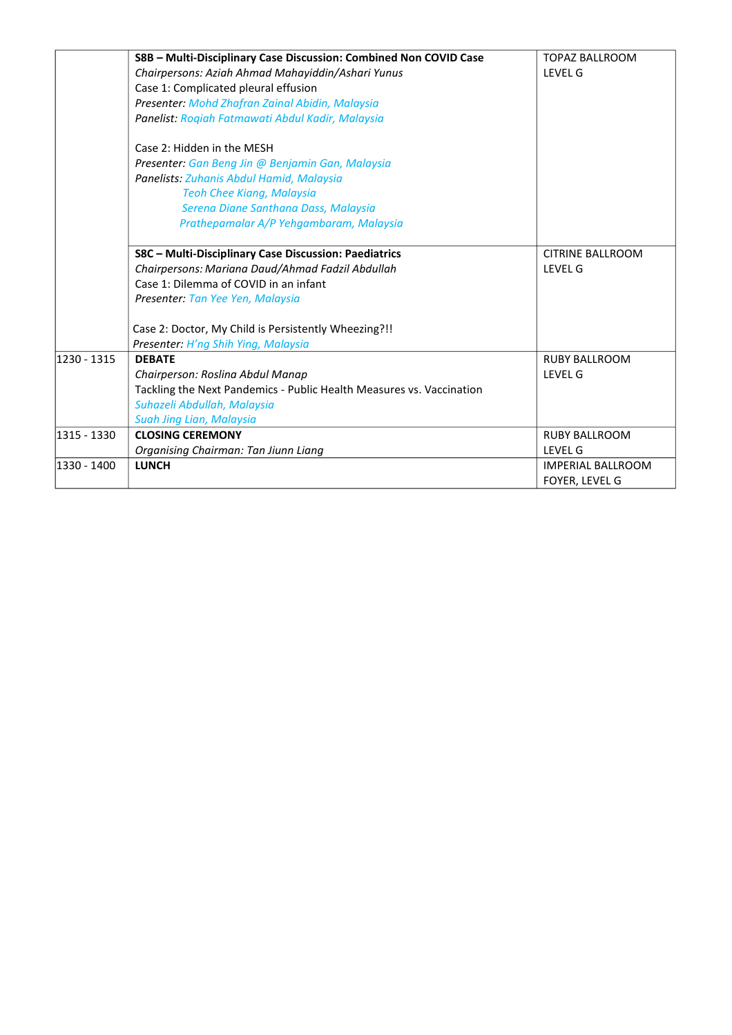| | | |
|---|---|---|
| | **S8B – Multi-Disciplinary Case Discussion: Combined Non COVID Case**<br>*Chairpersons: Aziah Ahmad Mahayiddin/Ashari Yunus*<br>Case 1: Complicated pleural effusion<br>*Presenter: Mohd Zhafran Zainal Abidin, Malaysia*<br>*Panelist: Roqiah Fatmawati Abdul Kadir, Malaysia*<br><br>Case 2: Hidden in the MESH<br>*Presenter: Gan Beng Jin @ Benjamin Gan, Malaysia*<br>*Panelists: Zuhanis Abdul Hamid, Malaysia*<br>*Teoh Chee Kiang, Malaysia*<br>*Serena Diane Santhana Dass, Malaysia*<br>*Prathepamalar A/P Yehgambaram, Malaysia* | TOPAZ BALLROOM<br>LEVEL G |
| | **S8C – Multi-Disciplinary Case Discussion: Paediatrics**<br>*Chairpersons: Mariana Daud/Ahmad Fadzil Abdullah*<br>Case 1: Dilemma of COVID in an infant<br>*Presenter: Tan Yee Yen, Malaysia*<br><br>Case 2: Doctor, My Child is Persistently Wheezing?!!<br>*Presenter: H'ng Shih Ying, Malaysia* | CITRINE BALLROOM<br>LEVEL G |
| 1230 - 1315 | **DEBATE**<br>*Chairperson: Roslina Abdul Manap*<br>Tackling the Next Pandemics - Public Health Measures vs. Vaccination<br>*Suhazeli Abdullah, Malaysia*<br>*Suah Jing Lian, Malaysia* | RUBY BALLROOM<br>LEVEL G |
| 1315 - 1330 | **CLOSING CEREMONY**<br>*Organising Chairman: Tan Jiunn Liang* | RUBY BALLROOM<br>LEVEL G |
| 1330 - 1400 | **LUNCH** | IMPERIAL BALLROOM<br>FOYER, LEVEL G |